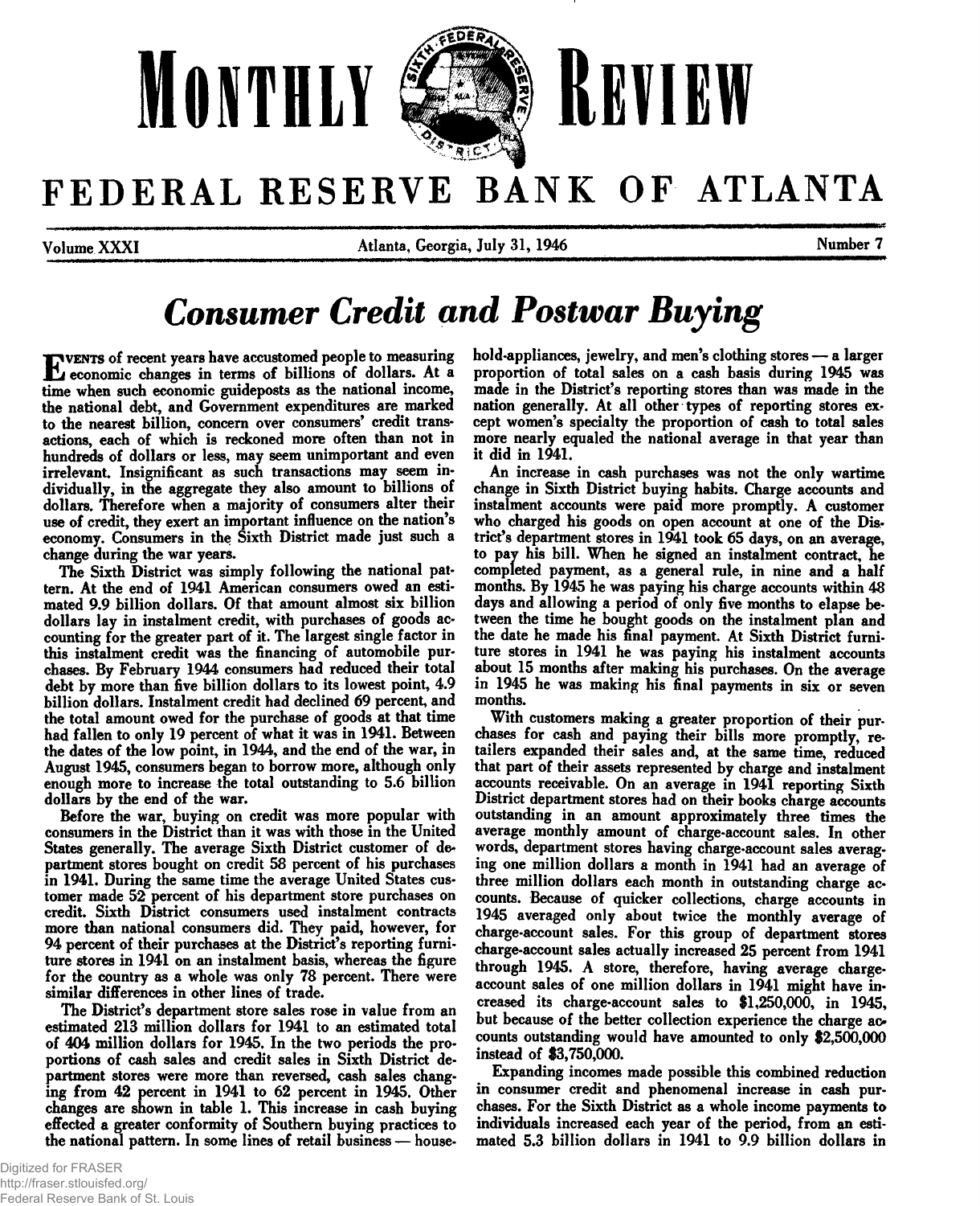# MONTHLY REVIEW

# FEDERAL RESERVE BANK OF ATLANTA

Volume XXXI — Atlanta, Georgia, July 31, 1946 — Number 7

## *Consumer Credit and Postwar Buying*

Events of recent years have accustomed people to measuring economic changes in terms of billions of dollars. At a time when such economic guideposts as the national income, the national debt, and Government expenditures are marked to the nearest billion, concern over consumers' credit transactions, each of which is reckoned more often than not in hundreds of dollars or less, may seem unimportant and even irrelevant. Insignificant as such transactions may seem individually, in the aggregate they also amount to billions of dollars. Therefore when a majority of consumers alter their use of credit, they exert an important influence on the nation's economy. Consumers in the Sixth District made just such a change during the war years.

The Sixth District was simply following the national pattern. At the end of 1941 American consumers owed an estimated 9.9 billion dollars. Of that amount almost six billion dollars lay in instalment credit, with purchases of goods accounting for the greater part of it. The largest single factor in this instalment credit was the financing of automobile purchases. By February 1944 consumers had reduced their total debt by more than five billion dollars to its lowest point, 4.9 billion dollars. Instalment credit had declined 69 percent, and the total amount owed for the purchase of goods at that time had fallen to only 19 percent of what it was in 1941. Between the dates of the low point, in 1944, and the end of the war, in August 1945, consumers began to borrow more, although only enough more to increase the total outstanding to 5.6 billion dollars by the end of the war.

Before the war, buying on credit was more popular with consumers in the District than it was with those in the United States generally. The average Sixth District customer of department stores bought on credit 58 percent of his purchases in 1941. During the same time the average United States customer made 52 percent of his department store purchases on credit. Sixth District consumers used instalment contracts more than national consumers did. They paid, however, for 94 percent of their purchases at the District's reporting furniture stores in 1941 on an instalment basis, whereas the figure for the country as a whole was only 78 percent. There were similar differences in other lines of trade.

The District's department store sales rose in value from an estimated 213 million dollars for 1941 to an estimated total of 404 million dollars for 1945. In the two periods the proportions of cash sales and credit sales in Sixth District department stores were more than reversed, cash sales changing from 42 percent in 1941 to 62 percent in 1945. Other changes are shown in table 1. This increase in cash buying effected a greater conformity of Southern buying practices to the national pattern. In some lines of retail business — household-appliances, jewelry, and men's clothing stores — a larger proportion of total sales on a cash basis during 1945 was made in the District's reporting stores than was made in the nation generally. At all other types of reporting stores except women's specialty the proportion of cash to total sales more nearly equaled the national average in that year than it did in 1941.

An increase in cash purchases was not the only wartime change in Sixth District buying habits. Charge accounts and instalment accounts were paid more promptly. A customer who charged his goods on open account at one of the District's department stores in 1941 took 65 days, on an average, to pay his bill. When he signed an instalment contract, he completed payment, as a general rule, in nine and a half months. By 1945 he was paying his charge accounts within 48 days and allowing a period of only five months to elapse between the time he bought goods on the instalment plan and the date he made his final payment. At Sixth District furniture stores in 1941 he was paying his instalment accounts about 15 months after making his purchases. On the average in 1945 he was making his final payments in six or seven months.

With customers making a greater proportion of their purchases for cash and paying their bills more promptly, retailers expanded their sales and, at the same time, reduced that part of their assets represented by charge and instalment accounts receivable. On an average in 1941 reporting Sixth District department stores had on their books charge accounts outstanding in an amount approximately three times the average monthly amount of charge-account sales. In other words, department stores having charge-account sales averaging one million dollars a month in 1941 had an average of three million dollars each month in outstanding charge accounts. Because of quicker collections, charge accounts in 1945 averaged only about twice the monthly average of charge-account sales. For this group of department stores charge-account sales actually increased 25 percent from 1941 through 1945. A store, therefore, having average charge-account sales of one million dollars in 1941 might have increased its charge-account sales to $1,250,000, in 1945, but because of the better collection experience the charge accounts outstanding would have amounted to only $2,500,000 instead of $3,750,000.

Expanding incomes made possible this combined reduction in consumer credit and phenomenal increase in cash purchases. For the Sixth District as a whole income payments to individuals increased each year of the period, from an estimated 5.3 billion dollars in 1941 to 9.9 billion dollars in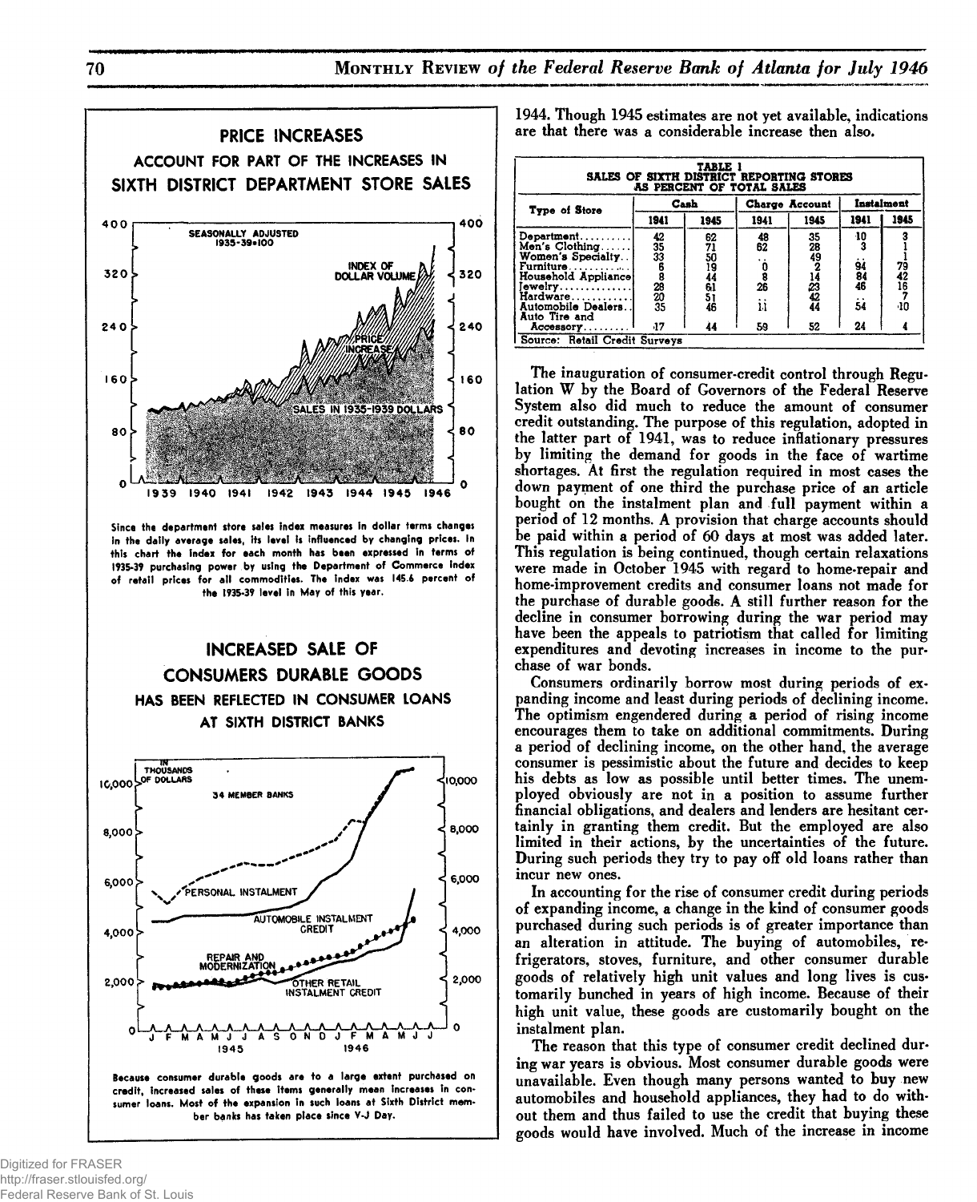## PRICE INCREASES

### ACCOUNT FOR PART OF THE INCREASES IN SIXTH DISTRICT DEPARTMENT STORE SALES

Since the department store sales index measures in dollar terms changes in the daily average sales, its level is influenced by changing prices. In this chart the index for each month has been expressed in terms of 1935-39 purchasing power by using the Department of Commerce index of retail prices for all commodities. The index was 145.6 percent of the 1935-39 level in May of this year.

## INCREASED SALE OF CONSUMERS DURABLE GOODS

### HAS BEEN REFLECTED IN CONSUMER LOANS AT SIXTH DISTRICT BANKS

Because consumer durable goods are to a large extent purchased on credit, increased sales of these items generally mean increases in consumer loans. Most of the expansion in such loans at Sixth District member banks has taken place since V-J Day.

1944. Though 1945 estimates are not yet available, indications are that there was a considerable increase then also.

**TABLE 1**
**SALES OF SIXTH DISTRICT REPORTING STORES AS PERCENT OF TOTAL SALES**

| Type of Store | Cash | | Charge Account | | Instalment | |
|---|---|---|---|---|---|---|
| | 1941 | 1945 | 1941 | 1945 | 1941 | 1945 |
| Department | 42 | 62 | 48 | 35 | 10 | 3 |
| Men's Clothing | 35 | 71 | 62 | 28 | 3 | 1 |
| Women's Specialty | 33 | 50 | .. | 49 | .. | 1 |
| Furniture | 6 | 19 | 0 | 2 | 94 | 79 |
| Household Appliance | 8 | 44 | 8 | 14 | 84 | 42 |
| Jewelry | 28 | 61 | 26 | 23 | 46 | 16 |
| Hardware | 20 | 51 | .. | 42 | .. | 7 |
| Automobile Dealers | 35 | 46 | 11 | 44 | 54 | 10 |
| Auto Tire and Accessory | 17 | 44 | 59 | 52 | 24 | 4 |

Source: Retail Credit Surveys

The inauguration of consumer-credit control through Regulation W by the Board of Governors of the Federal Reserve System also did much to reduce the amount of consumer credit outstanding. The purpose of this regulation, adopted in the latter part of 1941, was to reduce inflationary pressures by limiting the demand for goods in the face of wartime shortages. At first the regulation required in most cases the down payment of one third the purchase price of an article bought on the instalment plan and full payment within a period of 12 months. A provision that charge accounts should be paid within a period of 60 days at most was added later. This regulation is being continued, though certain relaxations were made in October 1945 with regard to home-repair and home-improvement credits and consumer loans not made for the purchase of durable goods. A still further reason for the decline in consumer borrowing during the war period may have been the appeals to patriotism that called for limiting expenditures and devoting increases in income to the purchase of war bonds.

Consumers ordinarily borrow most during periods of expanding income and least during periods of declining income. The optimism engendered during a period of rising income encourages them to take on additional commitments. During a period of declining income, on the other hand, the average consumer is pessimistic about the future and decides to keep his debts as low as possible until better times. The unemployed obviously are not in a position to assume further financial obligations, and dealers and lenders are hesitant certainly in granting them credit. But the employed are also limited in their actions, by the uncertainties of the future. During such periods they try to pay off old loans rather than incur new ones.

In accounting for the rise of consumer credit during periods of expanding income, a change in the kind of consumer goods purchased during such periods is of greater importance than an alteration in attitude. The buying of automobiles, refrigerators, stoves, furniture, and other consumer durable goods of relatively high unit values and long lives is customarily bunched in years of high income. Because of their high unit value, these goods are customarily bought on the instalment plan.

The reason that this type of consumer credit declined during war years is obvious. Most consumer durable goods were unavailable. Even though many persons wanted to buy new automobiles and household appliances, they had to do without them and thus failed to use the credit that buying these goods would have involved. Much of the increase in income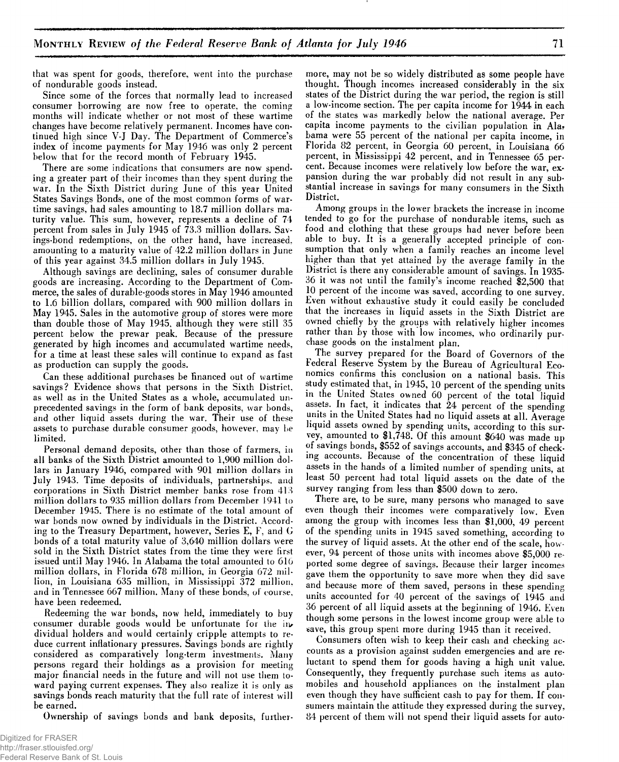that was spent for goods, therefore, went into the purchase of nondurable goods instead.

Since some of the forces that normally lead to increased consumer borrowing are now free to operate, the coming months will indicate whether or not most of these wartime changes have become relatively permanent. Incomes have continued high since V-J Day. The Department of Commerce's index of income payments for May 1946 was only 2 percent below that for the record month of February 1945.

There are some indications that consumers are now spending a greater part of their incomes than they spent during the war. In the Sixth District during June of this year United States Savings Bonds, one of the most common forms of wartime savings, had sales amounting to 18.7 million dollars maturity value. This sum, however, represents a decline of 74 percent from sales in July 1945 of 73.3 million dollars. Savings-bond redemptions, on the other hand, have increased, amounting to a maturity value of 42.2 million dollars in June of this year against 34.5 million dollars in July 1945.

Although savings are declining, sales of consumer durable goods are increasing. According to the Department of Commerce, the sales of durable-goods stores in May 1946 amounted to 1.6 billion dollars, compared with 900 million dollars in May 1945. Sales in the automotive group of stores were more than double those of May 1945, although they were still 35 percent below the prewar peak. Because of the pressure generated by high incomes and accumulated wartime needs, for a time at least these sales will continue to expand as fast as production can supply the goods.

Can these additional purchases be financed out of wartime savings? Evidence shows that persons in the Sixth District, as well as in the United States as a whole, accumulated unprecedented savings in the form of bank deposits, war bonds, and other liquid assets during the war. Their use of these assets to purchase durable consumer goods, however, may be limited.

Personal demand deposits, other than those of farmers, in all banks of the Sixth District amounted to 1,900 million dollars in January 1946, compared with 901 million dollars in July 1943. Time deposits of individuals, partnerships, and corporations in Sixth District member banks rose from 413 million dollars to 935 million dollars from December 1941 to December 1945. There is no estimate of the total amount of war bonds now owned by individuals in the District. According to the Treasury Department, however, Series E, F, and G bonds of a total maturity value of 3,640 million dollars were sold in the Sixth District states from the time they were first issued until May 1946. In Alabama the total amounted to 616 million dollars, in Florida 678 million, in Georgia 672 million, in Louisiana 635 million, in Mississippi 372 million, and in Tennessee 667 million. Many of these bonds, of course, have been redeemed.

Redeeming the war bonds, now held, immediately to buy consumer durable goods would be unfortunate for the individual holders and would certainly cripple attempts to reduce current inflationary pressures. Savings bonds are rightly considered as comparatively long-term investments. Many persons regard their holdings as a provision for meeting major financial needs in the future and will not use them toward paying current expenses. They also realize it is only as savings bonds reach maturity that the full rate of interest will be earned.

Ownership of savings bonds and bank deposits, furthermore, may not be so widely distributed as some people have thought. Though incomes increased considerably in the six states of the District during the war period, the region is still a low-income section. The per capita income for 1944 in each of the states was markedly below the national average. Per capita income payments to the civilian population in Alabama were 55 percent of the national per capita income, in Florida 82 percent, in Georgia 60 percent, in Louisiana 66 percent, in Mississippi 42 percent, and in Tennessee 65 percent. Because incomes were relatively low before the war, expansion during the war probably did not result in any substantial increase in savings for many consumers in the Sixth District.

Among groups in the lower brackets the increase in income tended to go for the purchase of nondurable items, such as food and clothing that these groups had never before been able to buy. It is a generally accepted principle of consumption that only when a family reaches an income level higher than that yet attained by the average family in the District is there any considerable amount of savings. In 1935-36 it was not until the family's income reached $2,500 that 10 percent of the income was saved, according to one survey. Even without exhaustive study it could easily be concluded that the increases in liquid assets in the Sixth District are owned chiefly by the groups with relatively higher incomes rather than by those with low incomes, who ordinarily purchase goods on the instalment plan.

The survey prepared for the Board of Governors of the Federal Reserve System by the Bureau of Agricultural Economics confirms this conclusion on a national basis. This study estimated that, in 1945, 10 percent of the spending units in the United States owned 60 percent of the total liquid assets. In fact, it indicates that 24 percent of the spending units in the United States had no liquid assets at all. Average liquid assets owned by spending units, according to this survey, amounted to $1,748. Of this amount $640 was made up of savings bonds, $552 of savings accounts, and $345 of checking accounts. Because of the concentration of these liquid assets in the hands of a limited number of spending units, at least 50 percent had total liquid assets on the date of the survey ranging from less than $500 down to zero.

There are, to be sure, many persons who managed to save even though their incomes were comparatively low. Even among the group with incomes less than $1,000, 49 percent of the spending units in 1945 saved something, according to the survey of liquid assets. At the other end of the scale, however, 94 percent of those units with incomes above $5,000 reported some degree of savings. Because their larger incomes gave them the opportunity to save more when they did save and because more of them saved, persons in these spending units accounted for 40 percent of the savings of 1945 and 36 percent of all liquid assets at the beginning of 1946. Even though some persons in the lowest income group were able to save, this group spent more during 1945 than it received.

Consumers often wish to keep their cash and checking accounts as a provision against sudden emergencies and are reluctant to spend them for goods having a high unit value. Consequently, they frequently purchase such items as automobiles and household appliances on the instalment plan even though they have sufficient cash to pay for them. If consumers maintain the attitude they expressed during the survey, 84 percent of them will not spend their liquid assets for auto-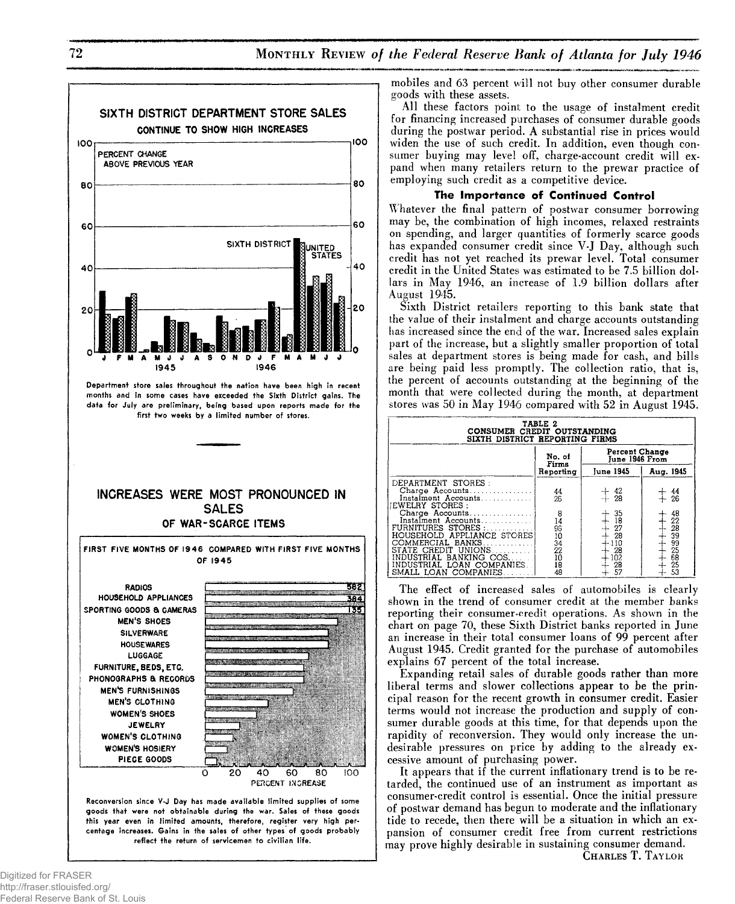## SIXTH DISTRICT DEPARTMENT STORE SALES

### CONTINUE TO SHOW HIGH INCREASES

Department store sales throughout the nation have been high in recent months and in some cases have exceeded the Sixth District gains. The data for July are preliminary, being based upon reports made for the first two weeks by a limited number of stores.

## INCREASES WERE MOST PRONOUNCED IN SALES OF WAR-SCARCE ITEMS

Reconversion since V-J Day has made available limited supplies of some goods that were not obtainable during the war. Sales of these goods this year even in limited amounts, therefore, register very high percentage increases. Gains in the sales of other types of goods probably reflect the return of servicemen to civilian life.

mobiles and 63 percent will not buy other consumer durable goods with these assets.

All these factors point to the usage of instalment credit for financing increased purchases of consumer durable goods during the postwar period. A substantial rise in prices would widen the use of such credit. In addition, even though consumer buying may level off, charge-account credit will expand when many retailers return to the prewar practice of employing such credit as a competitive device.

### The Importance of Continued Control

Whatever the final pattern of postwar consumer borrowing may be, the combination of high incomes, relaxed restraints on spending, and larger quantities of formerly scarce goods has expanded consumer credit since V-J Day, although such credit has not yet reached its prewar level. Total consumer credit in the United States was estimated to be 7.5 billion dollars in May 1946, an increase of 1.9 billion dollars after August 1945.

Sixth District retailers reporting to this bank state that the value of their instalment and charge accounts outstanding has increased since the end of the war. Increased sales explain part of the increase, but a slightly smaller proportion of total sales at department stores is being made for cash, and bills are being paid less promptly. The collection ratio, that is, the percent of accounts outstanding at the beginning of the month that were collected during the month, at department stores was 50 in May 1946 compared with 52 in August 1945.

**TABLE 2**
**CONSUMER CREDIT OUTSTANDING**
**SIXTH DISTRICT REPORTING FIRMS**

| | No. of Firms Reporting | Percent Change June 1946 From | |
|---|---|---|---|
| | | June 1945 | Aug. 1945 |
| DEPARTMENT STORES: | | | |
| Charge Accounts | 44 | + 42 | + 44 |
| Instalment Accounts | 26 | + 28 | + 26 |
| JEWELRY STORES: | | | |
| Charge Accounts | 8 | + 35 | + 48 |
| Instalment Accounts | 14 | + 18 | + 22 |
| FURNITURES STORES | 96 | + 27 | + 28 |
| HOUSEHOLD APPLIANCE STORES | 10 | + 28 | + 39 |
| COMMERCIAL BANKS | 34 | +110 | + 99 |
| STATE CREDIT UNIONS | 22 | + 28 | + 25 |
| INDUSTRIAL BANKING COS. | 10 | +102 | + 68 |
| INDUSTRIAL LOAN COMPANIES | 18 | + 28 | + 25 |
| SMALL LOAN COMPANIES | 48 | + 57 | + 53 |

The effect of increased sales of automobiles is clearly shown in the trend of consumer credit at the member banks reporting their consumer-credit operations. As shown in the chart on page 70, these Sixth District banks reported in June an increase in their total consumer loans of 99 percent after August 1945. Credit granted for the purchase of automobiles explains 67 percent of the total increase.

Expanding retail sales of durable goods rather than more liberal terms and slower collections appear to be the principal reason for the recent growth in consumer credit. Easier terms would not increase the production and supply of consumer durable goods at this time, for that depends upon the rapidity of reconversion. They would only increase the undesirable pressures on price by adding to the already excessive amount of purchasing power.

It appears that if the current inflationary trend is to be retarded, the continued use of an instrument as important as consumer-credit control is essential. Once the initial pressure of postwar demand has begun to moderate and the inflationary tide to recede, then there will be a situation in which an expansion of consumer credit free from current restrictions may prove highly desirable in sustaining consumer demand.

CHARLES T. TAYLOR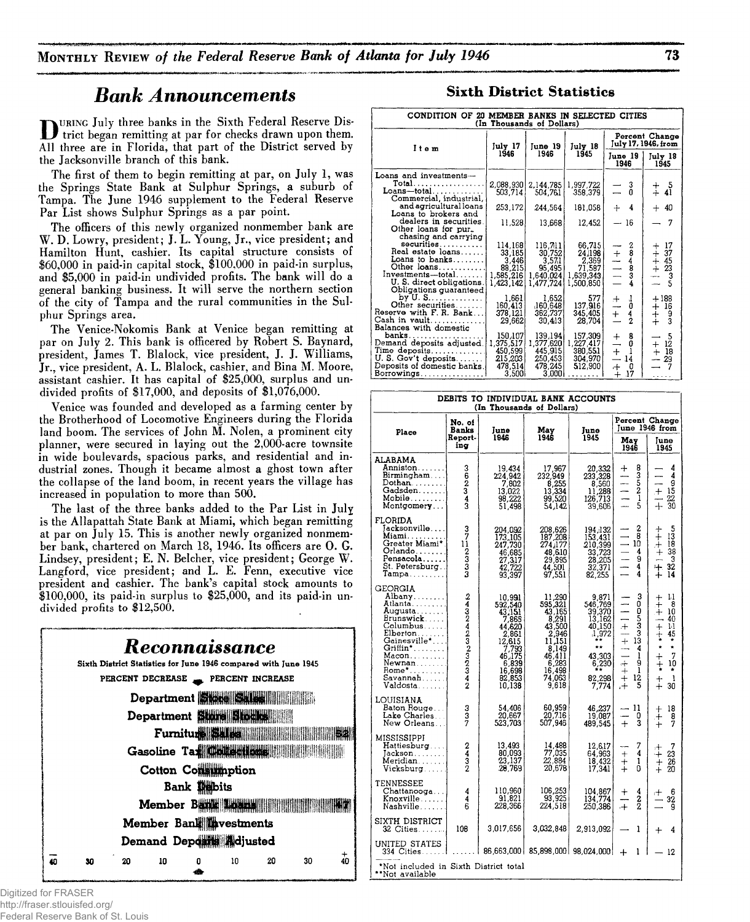## Bank Announcements

During July three banks in the Sixth Federal Reserve District began remitting at par for checks drawn upon them. All three are in Florida, that part of the District served by the Jacksonville branch of this bank.

The first of them to begin remitting at par, on July 1, was the Springs State Bank at Sulphur Springs, a suburb of Tampa. The June 1946 supplement to the Federal Reserve Par List shows Sulphur Springs as a par point.

The officers of this newly organized nonmember bank are W. D. Lowry, president; J. L. Young, Jr., vice president; and Hamilton Hunt, cashier. Its capital structure consists of $60,000 in paid-in capital stock, $100,000 in paid-in surplus, and $5,000 in paid-in undivided profits. The bank will do a general banking business. It will serve the northern section of the city of Tampa and the rural communities in the Sulphur Springs area.

The Venice-Nokomis Bank at Venice began remitting at par on July 2. This bank is officered by Robert S. Baynard, president, James T. Blalock, vice president, J. J. Williams, Jr., vice president, A. L. Blalock, cashier, and Bina M. Moore, assistant cashier. It has capital of $25,000, surplus and undivided profits of $17,000, and deposits of $1,076,000.

Venice was founded and developed as a farming center by the Brotherhood of Locomotive Engineers during the Florida land boom. The services of John M. Nolen, a prominent city planner, were secured in laying out the 2,000-acre townsite in wide boulevards, spacious parks, and residential and industrial zones. Though it became almost a ghost town after the collapse of the land boom, in recent years the village has increased in population to more than 500.

The last of the three banks added to the Par List in July is the Allapattah State Bank at Miami, which began remitting at par on July 15. This is another newly organized nonmember bank, chartered on March 18, 1946. Its officers are O. G. Lindsey, president; E. N. Belcher, vice president; George W. Langford, vice president; and L. E. Fenn, executive vice president and cashier. The bank's capital stock amounts to $100,000, its paid-in surplus to $25,000, and its paid-in undivided profits to $12,500.

## Reconnaissance

Sixth District Statistics for June 1946 compared with June 1945

PERCENT DECREASE — PERCENT INCREASE

- Department Store Sales
- Department Store Stocks
- Furniture Sales (58)
- Gasoline Tax Collections
- Cotton Consumption
- Bank Debits
- Member Bank Loans (47)
- Member Bank Investments
- Demand Deposits Adjusted

Scale: −40, 30, 20, 10, 0, 10, 20, 30, +40

## Sixth District Statistics

**CONDITION OF 20 MEMBER BANKS IN SELECTED CITIES**
(In Thousands of Dollars)

| Item | July 17 1946 | June 19 1946 | July 18 1945 | Percent Change July 17, 1946, from June 19 1946 | July 18 1945 |
|---|---|---|---|---|---|
| Loans and investments—Total | 2,088,930 | 2,144,785 | 1,997,722 | − 3 | + 5 |
| Loans—total | 503,714 | 504,761 | 358,379 | − 0 | + 41 |
| Commercial, industrial, and agricultural loans | 253,172 | 244,564 | 181,058 | + 4 | + 40 |
| Loans to brokers and dealers in securities | 11,528 | 13,668 | 12,452 | − 16 | − 7 |
| Other loans for purchasing and carrying securities | 114,168 | 116,711 | 66,715 | − 2 | + 17 |
| Real estate loans | 33,185 | 30,752 | 24,198 | + 8 | + 37 |
| Loans to banks | 3,446 | 3,571 | 2,369 | − 4 | + 45 |
| Other loans | 88,215 | 95,495 | 71,587 | − 8 | + 23 |
| Investments—total | 1,585,216 | 1,640,024 | 1,639,343 | − 3 | − 3 |
| U. S. direct obligations | 1,423,142 | 1,477,724 | 1,500,850 | − 4 | − 5 |
| Obligations guaranteed by U. S. | 1,661 | 1,652 | 577 | + 1 | +188 |
| Other securities | 160,413 | 160,648 | 137,916 | − 0 | + 16 |
| Reserve with F. R. Bank | 378,121 | 362,737 | 345,405 | + 4 | + 9 |
| Cash in vault | 29,662 | 30,413 | 28,704 | − 2 | + 3 |
| Balances with domestic banks | 150,107 | 139,194 | 157,309 | + 8 | − 5 |
| Demand deposits adjusted | 1,375,517 | 1,377,620 | 1,227,417 | − 0 | + 12 |
| Time deposits | 450,599 | 445,915 | 380,551 | + 1 | + 18 |
| U. S. Gov't deposits | 215,203 | 250,453 | 304,970 | − 14 | − 29 |
| Deposits of domestic banks | 478,514 | 478,245 | 512,900 | + 0 | − 7 |
| Borrowings | 3,500 | 3,000 | ........ | + 17 | ..... |

**DEBITS TO INDIVIDUAL BANK ACCOUNTS**
(In Thousands of Dollars)

| Place | No. of Banks Reporting | June 1946 | May 1946 | June 1945 | Percent Change June 1946 from May 1946 | June 1945 |
|---|---|---|---|---|---|---|
| **ALABAMA** | | | | | | |
| Anniston | 3 | 19,434 | 17,967 | 20,332 | + 8 | − 4 |
| Birmingham | 6 | 224,942 | 232,949 | 233,328 | − 3 | − 4 |
| Dothan | 2 | 7,802 | 8,255 | 8,560 | − 5 | − 9 |
| Gadsden | 3 | 13,022 | 13,334 | 11,288 | − 2 | + 15 |
| Mobile | 4 | 98,222 | 99,520 | 126,713 | − 1 | − 22 |
| Montgomery | 3 | 51,498 | 54,142 | 39,606 | − 5 | + 30 |
| **FLORIDA** | | | | | | |
| Jacksonville | 3 | 204,092 | 208,626 | 194,132 | − 2 | + 5 |
| Miami | 7 | 173,105 | 187,208 | 153,431 | − 8 | + 13 |
| Greater Miami* | 11 | 247,730 | 274,177 | 210,399 | − 10 | + 18 |
| Orlando | 2 | 46,685 | 48,610 | 33,723 | − 4 | + 38 |
| Pensacola | 3 | 27,317 | 29,895 | 28,205 | − 9 | − 3 |
| St. Petersburg | 3 | 42,722 | 44,501 | 32,371 | − 4 | + 32 |
| Tampa | 3 | 93,397 | 97,551 | 82,255 | − 4 | + 14 |
| **GEORGIA** | | | | | | |
| Albany | 2 | 10,991 | 11,290 | 9,871 | − 3 | + 11 |
| Atlanta | 4 | 592,540 | 595,321 | 546,769 | − 0 | + 8 |
| Augusta | 3 | 43,151 | 43,165 | 39,370 | − 0 | + 10 |
| Brunswick | 2 | 7,865 | 8,291 | 13,162 | − 5 | − 40 |
| Columbus | 4 | 44,620 | 43,500 | 40,150 | + 3 | + 11 |
| Elberton | 2 | 2,861 | 2,946 | 1,972 | − 3 | + 45 |
| Gainesville* | 3 | 12,615 | 11,151 | ** | + 13 | * |
| Griffin* | 2 | 7,793 | 8,149 | ** | − 4 | * |
| Macon | 3 | 46,175 | 46,411 | 43,303 | − 1 | + 7 |
| Newnan | 2 | 6,839 | 6,283 | 6,230 | + 9 | + 10 |
| Rome* | 3 | 16,698 | 16,498 | ** | + 1 | * |
| Savannah | 4 | 82,853 | 74,063 | 82,298 | + 12 | + 1 |
| Valdosta | 2 | 10,138 | 9,618 | 7,774 | + 5 | + 30 |
| **LOUISIANA** | | | | | | |
| Baton Rouge | 3 | 54,406 | 60,959 | 46,237 | − 11 | + 18 |
| Lake Charles | 3 | 20,667 | 20,716 | 19,087 | − 0 | + 8 |
| New Orleans | 7 | 523,703 | 507,946 | 489,545 | + 3 | + 7 |
| **MISSISSIPPI** | | | | | | |
| Hattiesburg | 2 | 13,493 | 14,488 | 12,617 | − 7 | + 7 |
| Jackson | 4 | 80,093 | 77,035 | 64,963 | + 4 | + 23 |
| Meridian | 3 | 23,137 | 22,884 | 18,432 | + 1 | + 26 |
| Vicksburg | 2 | 28,769 | 20,678 | 17,341 | + 0 | + 20 |
| **TENNESSEE** | | | | | | |
| Chattanooga | 4 | 110,960 | 106,253 | 104,867 | + 4 | + 6 |
| Knoxville | 4 | 91,821 | 93,925 | 134,774 | − 2 | − 32 |
| Nashville | 6 | 228,366 | 224,518 | 250,386 | + 2 | − 9 |
| **SIXTH DISTRICT** 32 Cities | 108 | 3,017,656 | 3,032,848 | 2,913,092 | − 1 | + 4 |
| **UNITED STATES** 334 Cities | ...... | 86,663,000 | 85,898,000 | 98,024,000 | + 1 | − 12 |

*Not included in Sixth District total
**Not available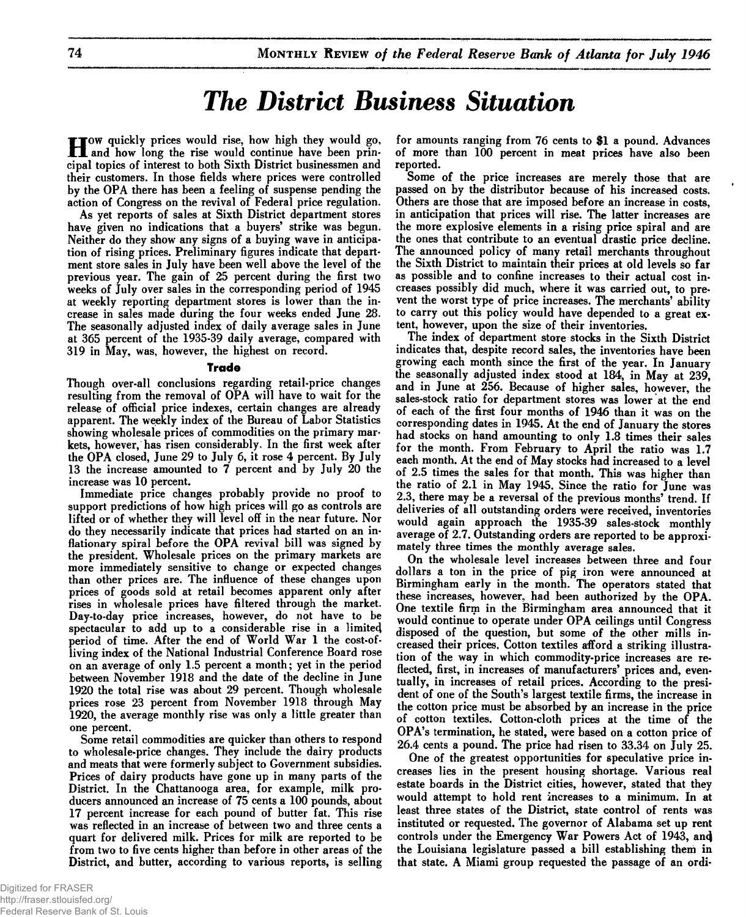# The District Business Situation

How quickly prices would rise, how high they would go, and how long the rise would continue have been principal topics of interest to both Sixth District businessmen and their customers. In those fields where prices were controlled by the OPA there has been a feeling of suspense pending the action of Congress on the revival of Federal price regulation.

As yet reports of sales at Sixth District department stores have given no indications that a buyers' strike was begun. Neither do they show any signs of a buying wave in anticipation of rising prices. Preliminary figures indicate that department store sales in July have been well above the level of the previous year. The gain of 25 percent during the first two weeks of July over sales in the corresponding period of 1945 at weekly reporting department stores is lower than the increase in sales made during the four weeks ended June 28. The seasonally adjusted index of daily average sales in June at 365 percent of the 1935-39 daily average, compared with 319 in May, was, however, the highest on record.

### Trade

Though over-all conclusions regarding retail-price changes resulting from the removal of OPA will have to wait for the release of official price indexes, certain changes are already apparent. The weekly index of the Bureau of Labor Statistics showing wholesale prices of commodities on the primary markets, however, has risen considerably. In the first week after the OPA closed, June 29 to July 6, it rose 4 percent. By July 13 the increase amounted to 7 percent and by July 20 the increase was 10 percent.

Immediate price changes probably provide no proof to support predictions of how high prices will go as controls are lifted or of whether they will level off in the near future. Nor do they necessarily indicate that prices had started on an inflationary spiral before the OPA revival bill was signed by the president. Wholesale prices on the primary markets are more immediately sensitive to change or expected changes than other prices are. The influence of these changes upon prices of goods sold at retail becomes apparent only after rises in wholesale prices have filtered through the market. Day-to-day price increases, however, do not have to be spectacular to add up to a considerable rise in a limited period of time. After the end of World War 1 the cost-of-living index of the National Industrial Conference Board rose on an average of only 1.5 percent a month; yet in the period between November 1918 and the date of the decline in June 1920 the total rise was about 29 percent. Though wholesale prices rose 23 percent from November 1918 through May 1920, the average monthly rise was only a little greater than one percent.

Some retail commodities are quicker than others to respond to wholesale-price changes. They include the dairy products and meats that were formerly subject to Government subsidies. Prices of dairy products have gone up in many parts of the District. In the Chattanooga area, for example, milk producers announced an increase of 75 cents a 100 pounds, about 17 percent increase for each pound of butter fat. This rise was reflected in an increase of between two and three cents a quart for delivered milk. Prices for milk are reported to be from two to five cents higher than before in other areas of the District, and butter, according to various reports, is selling for amounts ranging from 76 cents to $1 a pound. Advances of more than 100 percent in meat prices have also been reported.

Some of the price increases are merely those that are passed on by the distributor because of his increased costs. Others are those that are imposed before an increase in costs, in anticipation that prices will rise. The latter increases are the more explosive elements in a rising price spiral and are the ones that contribute to an eventual drastic price decline. The announced policy of many retail merchants throughout the Sixth District to maintain their prices at old levels so far as possible and to confine increases to their actual cost increases possibly did much, where it was carried out, to prevent the worst type of price increases. The merchants' ability to carry out this policy would have depended to a great extent, however, upon the size of their inventories.

The index of department store stocks in the Sixth District indicates that, despite record sales, the inventories have been growing each month since the first of the year. In January the seasonally adjusted index stood at 184, in May at 239, and in June at 256. Because of higher sales, however, the sales-stock ratio for department stores was lower at the end of each of the first four months of 1946 than it was on the corresponding dates in 1945. At the end of January the stores had stocks on hand amounting to only 1.8 times their sales for the month. From February to April the ratio was 1.7 each month. At the end of May stocks had increased to a level of 2.5 times the sales for that month. This was higher than the ratio of 2.1 in May 1945. Since the ratio for June was 2.3, there may be a reversal of the previous months' trend. If deliveries of all outstanding orders were received, inventories would again approach the 1935-39 sales-stock monthly average of 2.7. Outstanding orders are reported to be approximately three times the monthly average sales.

On the wholesale level increases between three and four dollars a ton in the price of pig iron were announced at Birmingham early in the month. The operators stated that these increases, however, had been authorized by the OPA. One textile firm in the Birmingham area announced that it would continue to operate under OPA ceilings until Congress disposed of the question, but some of the other mills increased their prices. Cotton textiles afford a striking illustration of the way in which commodity-price increases are reflected, first, in increases of manufacturers' prices and, eventually, in increases of retail prices. According to the president of one of the South's largest textile firms, the increase in the cotton price must be absorbed by an increase in the price of cotton textiles. Cotton-cloth prices at the time of the OPA's termination, he stated, were based on a cotton price of 26.4 cents a pound. The price had risen to 33.34 on July 25.

One of the greatest opportunities for speculative price increases lies in the present housing shortage. Various real estate boards in the District cities, however, stated that they would attempt to hold rent increases to a minimum. In at least three states of the District, state control of rents was instituted or requested. The governor of Alabama set up rent controls under the Emergency War Powers Act of 1943, and the Louisiana legislature passed a bill establishing them in that state. A Miami group requested the passage of an ordi-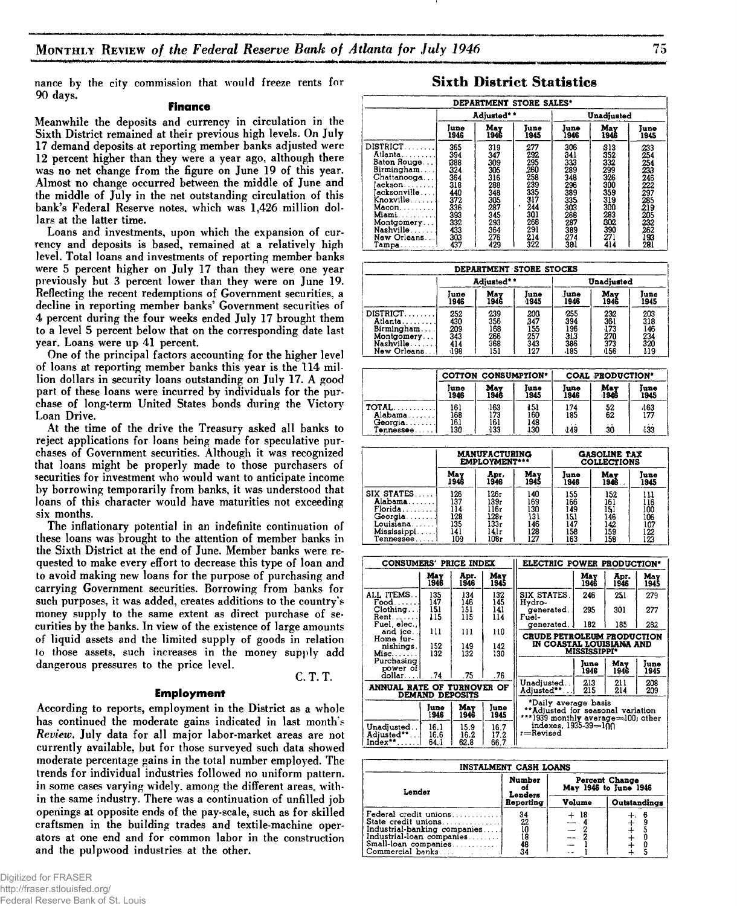nance by the city commission that would freeze rents for 90 days.

### Finance

Meanwhile the deposits and currency in circulation in the Sixth District remained at their previous high levels. On July 17 demand deposits at reporting member banks adjusted were 12 percent higher than they were a year ago, although there was no net change from the figure on June 19 of this year. Almost no change occurred between the middle of June and the middle of July in the net outstanding circulation of this bank's Federal Reserve notes, which was 1,426 million dollars at the latter time.

Loans and investments, upon which the expansion of currency and deposits is based, remained at a relatively high level. Total loans and investments of reporting member banks were 5 percent higher on July 17 than they were one year previously but 3 percent lower than they were on June 19. Reflecting the recent redemptions of Government securities, a decline in reporting member banks' Government securities of 4 percent during the four weeks ended July 17 brought them to a level 5 percent below that on the corresponding date last year. Loans were up 41 percent.

One of the principal factors accounting for the higher level of loans at reporting member banks this year is the 114 million dollars in security loans outstanding on July 17. A good part of these loans were incurred by individuals for the purchase of long-term United States bonds during the Victory Loan Drive.

At the time of the drive the Treasury asked all banks to reject applications for loans being made for speculative purchases of Government securities. Although it was recognized that loans might be properly made to those purchasers of securities for investment who would want to anticipate income by borrowing temporarily from banks, it was understood that loans of this character would have maturities not exceeding six months.

The inflationary potential in an indefinite continuation of these loans was brought to the attention of member banks in the Sixth District at the end of June. Member banks were requested to make every effort to decrease this type of loan and to avoid making new loans for the purpose of purchasing and carrying Government securities. Borrowing from banks for such purposes, it was added, creates additions to the country's money supply to the same extent as direct purchase of securities by the banks. In view of the existence of large amounts of liquid assets and the limited supply of goods in relation to those assets, such increases in the money supply add dangerous pressures to the price level.

C. T. T.

### Employment

According to reports, employment in the District as a whole has continued the moderate gains indicated in last month's *Review*. July data for all major labor-market areas are not currently available, but for those surveyed such data showed moderate percentage gains in the total number employed. The trends for individual industries followed no uniform pattern, in some cases varying widely, among the different areas, within the same industry. There was a continuation of unfilled job openings at opposite ends of the pay-scale, such as for skilled craftsmen in the building trades and textile-machine operators at one end and for common labor in the construction and the pulpwood industries at the other.

## Sixth District Statistics

**DEPARTMENT STORE SALES***

| | Adjusted** | | | Unadjusted | | |
|---|---|---|---|---|---|---|
| | June 1946 | May 1946 | June 1945 | June 1946 | May 1946 | June 1945 |
| DISTRICT | 365 | 319 | 277 | 306 | 313 | 233 |
| Atlanta | 394 | 347 | 292 | 341 | 352 | 254 |
| Baton Rouge | 388 | 309 | 295 | 333 | 332 | 254 |
| Birmingham | 324 | 305 | 260 | 289 | 299 | 233 |
| Chattanooga | 364 | 316 | 258 | 348 | 326 | 246 |
| Jackson | 318 | 288 | 239 | 296 | 300 | 222 |
| Jacksonville | 440 | 348 | 335 | 389 | 359 | 297 |
| Knoxville | 372 | 305 | 317 | 335 | 319 | 285 |
| Macon | 336 | 287 | 244 | 303 | 300 | 219 |
| Miami | 393 | 345 | 301 | 268 | 283 | 205 |
| Montgomery | 332 | 293 | 268 | 287 | 302 | 232 |
| Nashville | 433 | 364 | 291 | 389 | 390 | 262 |
| New Orleans | 303 | 276 | 214 | 274 | 271 | 193 |
| Tampa | 437 | 429 | 322 | 381 | 414 | 281 |

**DEPARTMENT STORE STOCKS**

| | Adjusted** | | | Unadjusted | | |
|---|---|---|---|---|---|---|
| | June 1946 | May 1946 | June 1945 | June 1946 | May 1946 | June 1945 |
| DISTRICT | 252 | 239 | 200 | 255 | 232 | 203 |
| Atlanta | 430 | 355 | 347 | 394 | 361 | 318 |
| Birmingham | 209 | 168 | 155 | 196 | 173 | 146 |
| Montgomery | 343 | 266 | 257 | 313 | 270 | 234 |
| Nashville | 414 | 368 | 343 | 386 | 373 | 320 |
| New Orleans | 198 | 151 | 127 | 185 | 156 | 119 |

| | COTTON CONSUMPTION* | | | COAL PRODUCTION* | | |
|---|---|---|---|---|---|---|
| | June 1946 | May 1946 | June 1945 | June 1946 | May 1946 | June 1945 |
| TOTAL | 161 | 163 | 151 | 174 | 52 | 163 |
| Alabama | 168 | 173 | 160 | 185 | 62 | 177 |
| Georgia | 161 | 161 | 148 | .. | .. | .. |
| Tennessee | 130 | 133 | 130 | 149 | 30 | 133 |

| | MANUFACTURING EMPLOYMENT*** | | | GASOLINE TAX COLLECTIONS | | |
|---|---|---|---|---|---|---|
| | May 1946 | Apr. 1946 | May 1945 | June 1946 | May 1946 | June 1945 |
| SIX STATES | 126 | 126r | 140 | 155 | 152 | 111 |
| Alabama | 137 | 139r | 169 | 166 | 161 | 116 |
| Florida | 114 | 116r | 130 | 149 | 151 | 100 |
| Georgia | 128 | 128r | 131 | 151 | 146 | 106 |
| Louisiana | 135 | 133r | 146 | 147 | 142 | 107 |
| Mississippi | 141 | 141r | 128 | 158 | 159 | 122 |
| Tennessee | 109 | 108r | 127 | 163 | 158 | 123 |

**CONSUMERS' PRICE INDEX**

| | May 1946 | Apr. 1946 | May 1945 |
|---|---|---|---|
| ALL ITEMS | 135 | 134 | 132 |
| Food | 147 | 146 | 145 |
| Clothing | 151 | 151 | 141 |
| Rent | 115 | 115 | 114 |
| Fuel, elec., and ice | 111 | 111 | 110 |
| Home furnishings | 152 | 149 | 142 |
| Misc. | 132 | 132 | 130 |
| Purchasing power of dollar | .74 | .75 | .76 |

**ANNUAL RATE OF TURNOVER OF DEMAND DEPOSITS**

| | June 1946 | May 1946 | June 1945 |
|---|---|---|---|
| Unadjusted | 16.1 | 15.9 | 16.7 |
| Adjusted** | 16.6 | 16.2 | 17.2 |
| Index** | 64.1 | 62.8 | 66.7 |

**ELECTRIC POWER PRODUCTION***

| | May 1946 | Apr. 1946 | May 1945 |
|---|---|---|---|
| SIX STATES | 246 | 251 | 279 |
| Hydro-generated | 295 | 301 | 277 |
| Fuel-generated | 182 | 185 | 282 |

**CRUDE PETROLEUM PRODUCTION IN COASTAL LOUISIANA AND MISSISSIPPI***

| | June 1946 | May 1946 | June 1945 |
|---|---|---|---|
| Unadjusted | 213 | 211 | 208 |
| Adjusted** | 215 | 214 | 209 |

*Daily average basis
**Adjusted for seasonal variation
***1939 monthly average=100; other indexes, 1935-39=100
r=Revised

**INSTALMENT CASH LOANS**

| Lender | Number of Lenders Reporting | Percent Change May 1946 to June 1946 | |
|---|---|---|---|
| | | Volume | Outstandings |
| Federal credit unions | 34 | + 18 | + 6 |
| State credit unions | 22 | — 4 | + 9 |
| Industrial-banking companies | 10 | — 2 | + 5 |
| Industrial-loan companies | 18 | — 2 | + 0 |
| Small-loan companies | 48 | — 1 | + 0 |
| Commercial banks | 34 | — 1 | + 5 |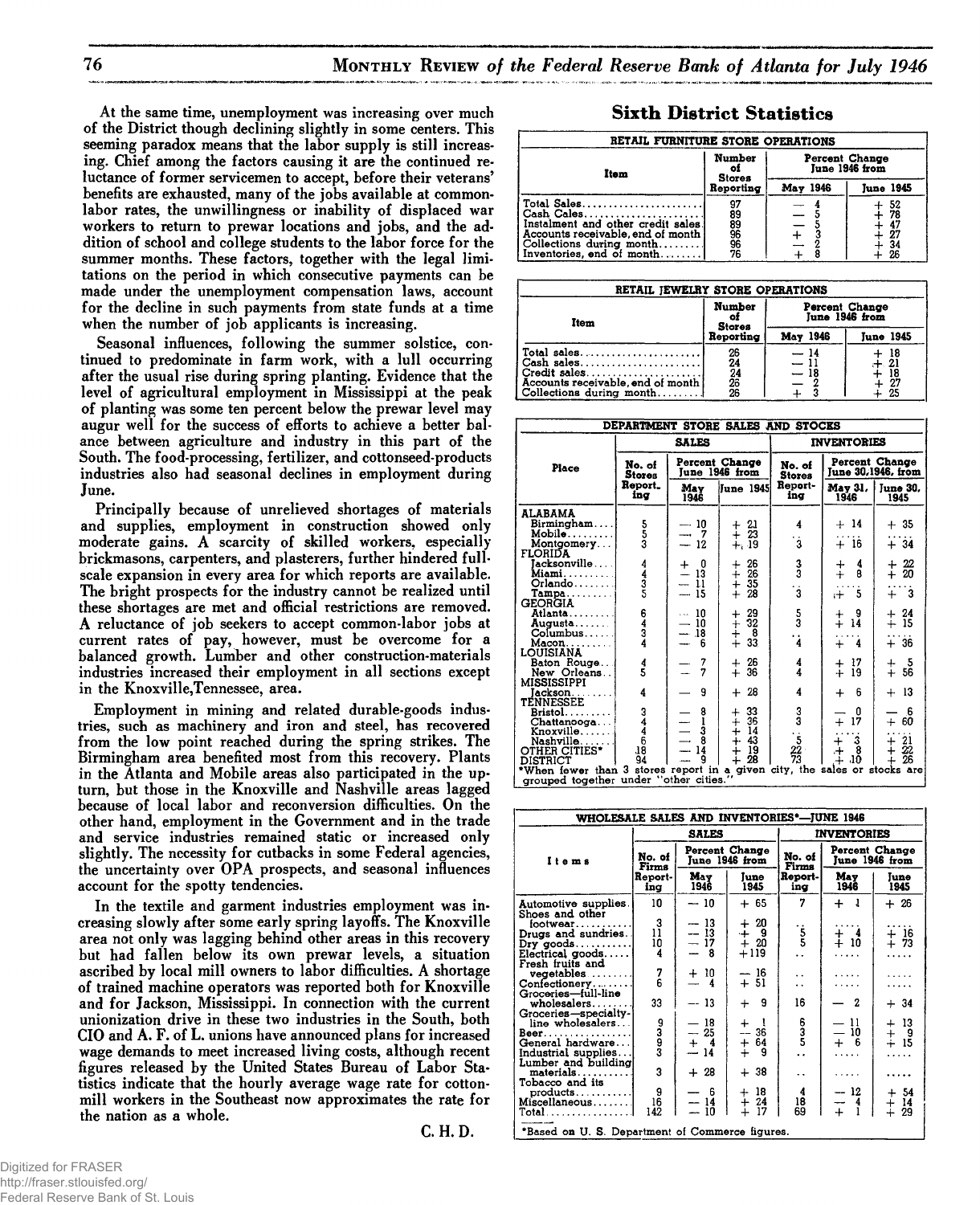At the same time, unemployment was increasing over much of the District though declining slightly in some centers. This seeming paradox means that the labor supply is still increasing. Chief among the factors causing it are the continued reluctance of former servicemen to accept, before their veterans' benefits are exhausted, many of the jobs available at common-labor rates, the unwillingness or inability of displaced war workers to return to prewar locations and jobs, and the addition of school and college students to the labor force for the summer months. These factors, together with the legal limitations on the period in which consecutive payments can be made under the unemployment compensation laws, account for the decline in such payments from state funds at a time when the number of job applicants is increasing.

Seasonal influences, following the summer solstice, continued to predominate in farm work, with a lull occurring after the usual rise during spring planting. Evidence that the level of agricultural employment in Mississippi at the peak of planting was some ten percent below the prewar level may augur well for the success of efforts to achieve a better balance between agriculture and industry in this part of the South. The food-processing, fertilizer, and cottonseed-products industries also had seasonal declines in employment during June.

Principally because of unrelieved shortages of materials and supplies, employment in construction showed only moderate gains. A scarcity of skilled workers, especially brickmasons, carpenters, and plasterers, further hindered full-scale expansion in every area for which reports are available. The bright prospects for the industry cannot be realized until these shortages are met and official restrictions are removed. A reluctance of job seekers to accept common-labor jobs at current rates of pay, however, must be overcome for a balanced growth. Lumber and other construction-materials industries increased their employment in all sections except in the Knoxville,Tennessee, area.

Employment in mining and related durable-goods industries, such as machinery and iron and steel, has recovered from the low point reached during the spring strikes. The Birmingham area benefited most from this recovery. Plants in the Atlanta and Mobile areas also participated in the upturn, but those in the Knoxville and Nashville areas lagged because of local labor and reconversion difficulties. On the other hand, employment in the Government and in the trade and service industries remained static or increased only slightly. The necessity for cutbacks in some Federal agencies, the uncertainty over OPA prospects, and seasonal influences account for the spotty tendencies.

In the textile and garment industries employment was increasing slowly after some early spring layoffs. The Knoxville area not only was lagging behind other areas in this recovery but had fallen below its own prewar levels, a situation ascribed by local mill owners to labor difficulties. A shortage of trained machine operators was reported both for Knoxville and for Jackson, Mississippi. In connection with the current unionization drive in these two industries in the South, both CIO and A. F. of L. unions have announced plans for increased wage demands to meet increased living costs, although recent figures released by the United States Bureau of Labor Statistics indicate that the hourly average wage rate for cotton-mill workers in the Southeast now approximates the rate for the nation as a whole.

C. H. D.

## Sixth District Statistics

**RETAIL FURNITURE STORE OPERATIONS**

| Item | Number of Stores Reporting | Percent Change June 1946 from | |
|---|---|---|---|
| | | May 1946 | June 1945 |
| Total Sales | 97 | — 4 | + 52 |
| Cash Sales | 89 | — 5 | + 78 |
| Instalment and other credit sales | 89 | — 5 | + 47 |
| Accounts receivable, end of month | 96 | + 3 | + 27 |
| Collections during month | 96 | — 2 | + 34 |
| Inventories, end of month | 76 | + 8 | + 26 |

**RETAIL JEWELRY STORE OPERATIONS**

| Item | Number of Stores Reporting | Percent Change June 1946 from | |
|---|---|---|---|
| | | May 1946 | June 1945 |
| Total sales | 26 | — 14 | + 18 |
| Cash sales | 24 | — 11 | + 21 |
| Credit sales | 24 | — 18 | + 18 |
| Accounts receivable, end of month | 26 | — 2 | + 27 |
| Collections during month | 26 | + 3 | + 25 |

**DEPARTMENT STORE SALES AND STOCKS**

| Place | SALES | | | INVENTORIES | | |
|---|---|---|---|---|---|---|
| | No. of Stores Report-ing | Percent Change June 1946 from | | No. of Stores Report-ing | Percent Change June 30,1946, from | |
| | | May 1946 | June 1945 | | May 31, 1946 | June 30, 1945 |
| ALABAMA | | | | | | |
| Birmingham | 5 | — 10 | + 21 | 4 | + 14 | + 35 |
| Mobile | 5 | — 7 | + 23 | .. | ..... | ..... |
| Montgomery | 3 | — 12 | + 19 | 3 | + 16 | + 34 |
| FLORIDA | | | | | | |
| Jacksonville | 4 | + 0 | + 26 | 3 | + 4 | + 22 |
| Miami | 4 | — 13 | + 26 | 3 | + 8 | + 20 |
| Orlando | 3 | — 11 | + 35 | .. | ..... | ..... |
| Tampa | 5 | — 15 | + 28 | 3 | + 5 | + 3 |
| GEORGIA | | | | | | |
| Atlanta | 6 | — 10 | + 29 | 5 | + 9 | + 24 |
| Augusta | 4 | — 10 | + 32 | 3 | + 14 | + 15 |
| Columbus | 3 | — 18 | + 8 | .. | ..... | ..... |
| Macon | 4 | — 6 | + 33 | 4 | + 4 | + 36 |
| LOUISIANA | | | | | | |
| Baton Rouge | 4 | — 7 | + 26 | 4 | + 17 | + 5 |
| New Orleans | 5 | — 7 | + 36 | 4 | + 19 | + 56 |
| MISSISSIPPI | | | | | | |
| Jackson | 4 | — 9 | + 28 | 4 | + 6 | + 13 |
| TENNESSEE | | | | | | |
| Bristol | 3 | — 8 | + 33 | 3 | — 0 | — 6 |
| Chattanooga | 4 | — 1 | + 36 | 3 | + 17 | + 60 |
| Knoxville | 4 | — 3 | + 14 | .. | ..... | ..... |
| Nashville | 6 | — 8 | + 43 | 5 | + 3 | + 21 |
| OTHER CITIES* | 18 | — 14 | + 19 | 22 | + 8 | + 22 |
| DISTRICT | 94 | — 9 | + 28 | 73 | + 10 | + 26 |

*When fewer than 3 stores report in a given city, the sales or stocks are grouped together under "other cities."

**WHOLESALE SALES AND INVENTORIES*—JUNE 1946**

| Items | SALES | | | INVENTORIES | | |
|---|---|---|---|---|---|---|
| | No. of Firms Report-ing | Percent Change June 1946 from | | No. of Firms Report-ing | Percent Change June 1946 from | |
| | | May 1946 | June 1945 | | May 1946 | June 1945 |
| Automotive supplies | 10 | — 10 | + 65 | 7 | + 1 | + 26 |
| Shoes and other footwear | 3 | — 13 | + 20 | .. | ..... | ..... |
| Drugs and sundries | 11 | — 13 | + 9 | 5 | + 4 | + 16 |
| Dry goods | 10 | — 17 | + 20 | 5 | + 10 | + 73 |
| Electrical goods | 4 | — 8 | +119 | .. | ..... | ..... |
| Fresh fruits and vegetables | 7 | + 10 | — 16 | .. | ..... | ..... |
| Confectionery | 6 | — 4 | + 51 | .. | ..... | ..... |
| Groceries—full-line wholesalers | 33 | — 13 | + 9 | 16 | — 2 | + 34 |
| Groceries—specialty-line wholesalers | 9 | — 18 | + 1 | 6 | — 11 | + 13 |
| Beer | 3 | — 25 | — 36 | 3 | — 10 | + 9 |
| General hardware | 9 | + 4 | + 64 | 5 | + 6 | + 15 |
| Industrial supplies | 3 | — 14 | + 9 | .. | ..... | ..... |
| Lumber and building materials | 3 | + 28 | + 38 | .. | ..... | ..... |
| Tobacco and its products | 9 | — 6 | + 18 | 4 | — 12 | + 54 |
| Miscellaneous | 16 | — 14 | + 24 | 18 | — 4 | + 14 |
| Total | 142 | — 10 | + 17 | 69 | + 1 | + 29 |

*Based on U. S. Department of Commerce figures.